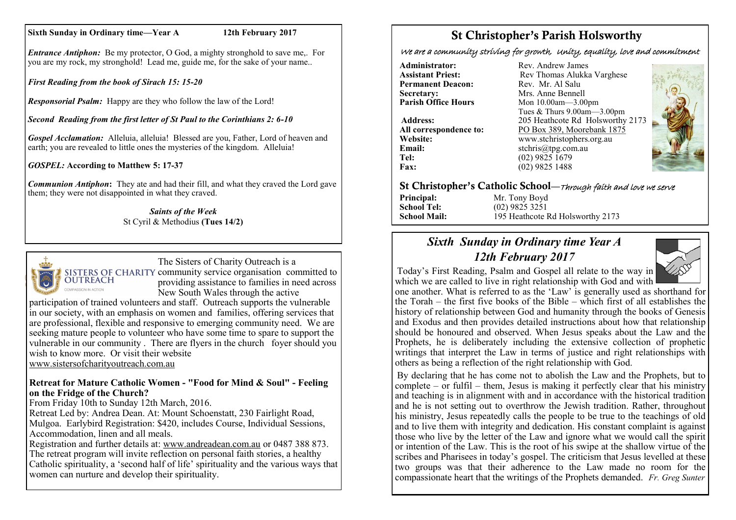**Sixth Sunday in Ordinary time—Year A 12th February 2017**

***Entrance Antiphon:*** Be my protector, O God, a mighty stronghold to save me,. For you are my rock, my stronghold! Lead me, guide me, for the sake of your name..

***First Reading from the book of Sirach 15: 15-20***

***Responsorial Psalm:*** Happy are they who follow the law of the Lord!

***Second Reading from the first letter of St Paul to the Corinthians 2: 6-10***

***Gospel Acclamation:*** Alleluia, alleluia! Blessed are you, Father, Lord of heaven and earth; you are revealed to little ones the mysteries of the kingdom. Alleluia!

***GOSPEL:*** **According to Matthew 5: 17-37**

***Communion Antiphon*****:** They ate and had their fill, and what they craved the Lord gave them; they were not disappointed in what they craved.

***Saints of the Week***
St Cyril & Methodius **(Tues 14/2)**

The Sisters of Charity Outreach is a community service organisation committed to providing assistance to families in need across New South Wales through the active participation of trained volunteers and staff. Outreach supports the vulnerable in our society, with an emphasis on women and families, offering services that are professional, flexible and responsive to emerging community need. We are seeking mature people to volunteer who have some time to spare to support the vulnerable in our community . There are flyers in the church foyer should you wish to know more. Or visit their website www.sistersofcharityoutreach.com.au

**Retreat for Mature Catholic Women - "Food for Mind & Soul" - Feeling on the Fridge of the Church?**

From Friday 10th to Sunday 12th March, 2016.
Retreat Led by: Andrea Dean. At: Mount Schoenstatt, 230 Fairlight Road, Mulgoa. Earlybird Registration: $420, includes Course, Individual Sessions, Accommodation, linen and all meals.
Registration and further details at: www.andreadean.com.au or 0487 388 873. The retreat program will invite reflection on personal faith stories, a healthy Catholic spirituality, a 'second half of life' spirituality and the various ways that women can nurture and develop their spirituality.

# St Christopher's Parish Holsworthy

*We are a community striving for growth, Unity, equality, love and commitment*

**Administrator:** Rev. Andrew James
**Assistant Priest:** Rev Thomas Alukka Varghese
**Permanent Deacon:** Rev. Mr. Al Salu
**Secretary:** Mrs. Anne Bennell
**Parish Office Hours** Mon 10.00am—3.00pm
Tues & Thurs 9.00am—3.00pm
**Address:** 205 Heathcote Rd Holsworthy 2173
**All correspondence to:** PO Box 389, Moorebank 1875
**Website:** www.stchristophers.org.au
**Email:** stchris@tpg.com.au
**Tel:** (02) 9825 1679
**Fax:** (02) 9825 1488

## St Christopher's Catholic School—*Through faith and love we serve*

**Principal:** Mr. Tony Boyd
**School Tel:** (02) 9825 3251
**School Mail:** 195 Heathcote Rd Holsworthy 2173

## *Sixth Sunday in Ordinary time Year A*
## *12th February 2017*

Today's First Reading, Psalm and Gospel all relate to the way in which we are called to live in right relationship with God and with one another. What is referred to as the 'Law' is generally used as shorthand for the Torah – the first five books of the Bible – which first of all establishes the history of relationship between God and humanity through the books of Genesis and Exodus and then provides detailed instructions about how that relationship should be honoured and observed. When Jesus speaks about the Law and the Prophets, he is deliberately including the extensive collection of prophetic writings that interpret the Law in terms of justice and right relationships with others as being a reflection of the right relationship with God.

By declaring that he has come not to abolish the Law and the Prophets, but to complete – or fulfil – them, Jesus is making it perfectly clear that his ministry and teaching is in alignment with and in accordance with the historical tradition and he is not setting out to overthrow the Jewish tradition. Rather, throughout his ministry, Jesus repeatedly calls the people to be true to the teachings of old and to live them with integrity and dedication. His constant complaint is against those who live by the letter of the Law and ignore what we would call the spirit or intention of the Law. This is the root of his swipe at the shallow virtue of the scribes and Pharisees in today's gospel. The criticism that Jesus levelled at these two groups was that their adherence to the Law made no room for the compassionate heart that the writings of the Prophets demanded. *Fr. Greg Sunter*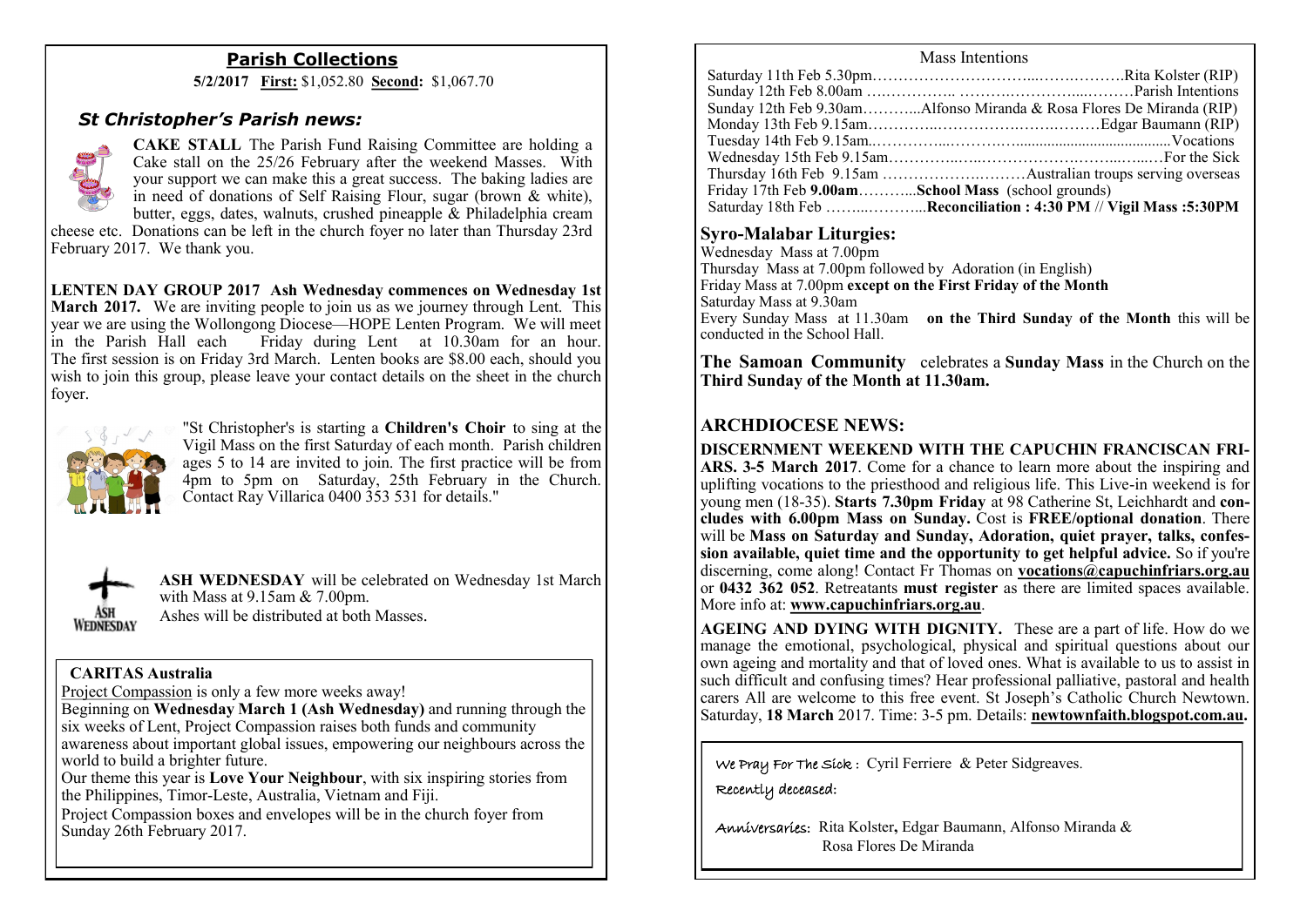## Parish Collections

**5/2/2017 First:** $1,052.80 **Second:** $1,067.70

### *St Christopher's Parish news:*

**CAKE STALL** The Parish Fund Raising Committee are holding a Cake stall on the 25/26 February after the weekend Masses. With your support we can make this a great success. The baking ladies are in need of donations of Self Raising Flour, sugar (brown & white), butter, eggs, dates, walnuts, crushed pineapple & Philadelphia cream cheese etc. Donations can be left in the church foyer no later than Thursday 23rd February 2017. We thank you.

**LENTEN DAY GROUP 2017 Ash Wednesday commences on Wednesday 1st March 2017.** We are inviting people to join us as we journey through Lent. This year we are using the Wollongong Diocese—HOPE Lenten Program. We will meet in the Parish Hall each Friday during Lent at 10.30am for an hour. The first session is on Friday 3rd March. Lenten books are $8.00 each, should you wish to join this group, please leave your contact details on the sheet in the church foyer.

"St Christopher's is starting a **Children's Choir** to sing at the Vigil Mass on the first Saturday of each month. Parish children ages 5 to 14 are invited to join. The first practice will be from 4pm to 5pm on Saturday, 25th February in the Church. Contact Ray Villarica 0400 353 531 for details."

**ASH WEDNESDAY** will be celebrated on Wednesday 1st March with Mass at 9.15am & 7.00pm.
Ashes will be distributed at both Masses.

**CARITAS Australia**

Project Compassion is only a few more weeks away!

Beginning on **Wednesday March 1 (Ash Wednesday)** and running through the six weeks of Lent, Project Compassion raises both funds and community awareness about important global issues, empowering our neighbours across the world to build a brighter future.

Our theme this year is **Love Your Neighbour**, with six inspiring stories from the Philippines, Timor-Leste, Australia, Vietnam and Fiji.

Project Compassion boxes and envelopes will be in the church foyer from Sunday 26th February 2017.

### Mass Intentions

Saturday 11th Feb 5.30pm……………………………Rita Kolster (RIP)
Sunday 12th Feb 8.00am ……………………………Parish Intentions
Sunday 12th Feb 9.30am………...Alfonso Miranda & Rosa Flores De Miranda (RIP)
Monday 13th Feb 9.15am……………………………Edgar Baumann (RIP)
Tuesday 14th Feb 9.15am……………………………Vocations
Wednesday 15th Feb 9.15am……………………………For the Sick
Thursday 16th Feb 9.15am ……………………Australian troups serving overseas
Friday 17th Feb **9.00am**………...**School Mass** (school grounds)
Saturday 18th Feb ……...……...**Reconciliation : 4:30 PM // Vigil Mass :5:30PM**

### Syro-Malabar Liturgies:

Wednesday Mass at 7.00pm
Thursday Mass at 7.00pm followed by Adoration (in English)
Friday Mass at 7.00pm **except on the First Friday of the Month**
Saturday Mass at 9.30am
Every Sunday Mass at 11.30am **on the Third Sunday of the Month** this will be conducted in the School Hall.

**The Samoan Community** celebrates a **Sunday Mass** in the Church on the **Third Sunday of the Month at 11.30am.**

## ARCHDIOCESE NEWS:

**DISCERNMENT WEEKEND WITH THE CAPUCHIN FRANCISCAN FRIARS. 3-5 March 2017**. Come for a chance to learn more about the inspiring and uplifting vocations to the priesthood and religious life. This Live-in weekend is for young men (18-35). **Starts 7.30pm Friday** at 98 Catherine St, Leichhardt and **concludes with 6.00pm Mass on Sunday.** Cost is **FREE/optional donation**. There will be **Mass on Saturday and Sunday, Adoration, quiet prayer, talks, confession available, quiet time and the opportunity to get helpful advice.** So if you're discerning, come along! Contact Fr Thomas on **vocations@capuchinfriars.org.au** or **0432 362 052**. Retreatants **must register** as there are limited spaces available. More info at: **www.capuchinfriars.org.au**.

**AGEING AND DYING WITH DIGNITY.** These are a part of life. How do we manage the emotional, psychological, physical and spiritual questions about our own ageing and mortality and that of loved ones. What is available to us to assist in such difficult and confusing times? Hear professional palliative, pastoral and health carers All are welcome to this free event. St Joseph's Catholic Church Newtown. Saturday, **18 March** 2017. Time: 3-5 pm. Details: **newtownfaith.blogspot.com.au.**

We Pray For The Sick : Cyril Ferriere & Peter Sidgreaves.

Recently deceased:

Anniversaries: Rita Kolster, Edgar Baumann, Alfonso Miranda & Rosa Flores De Miranda